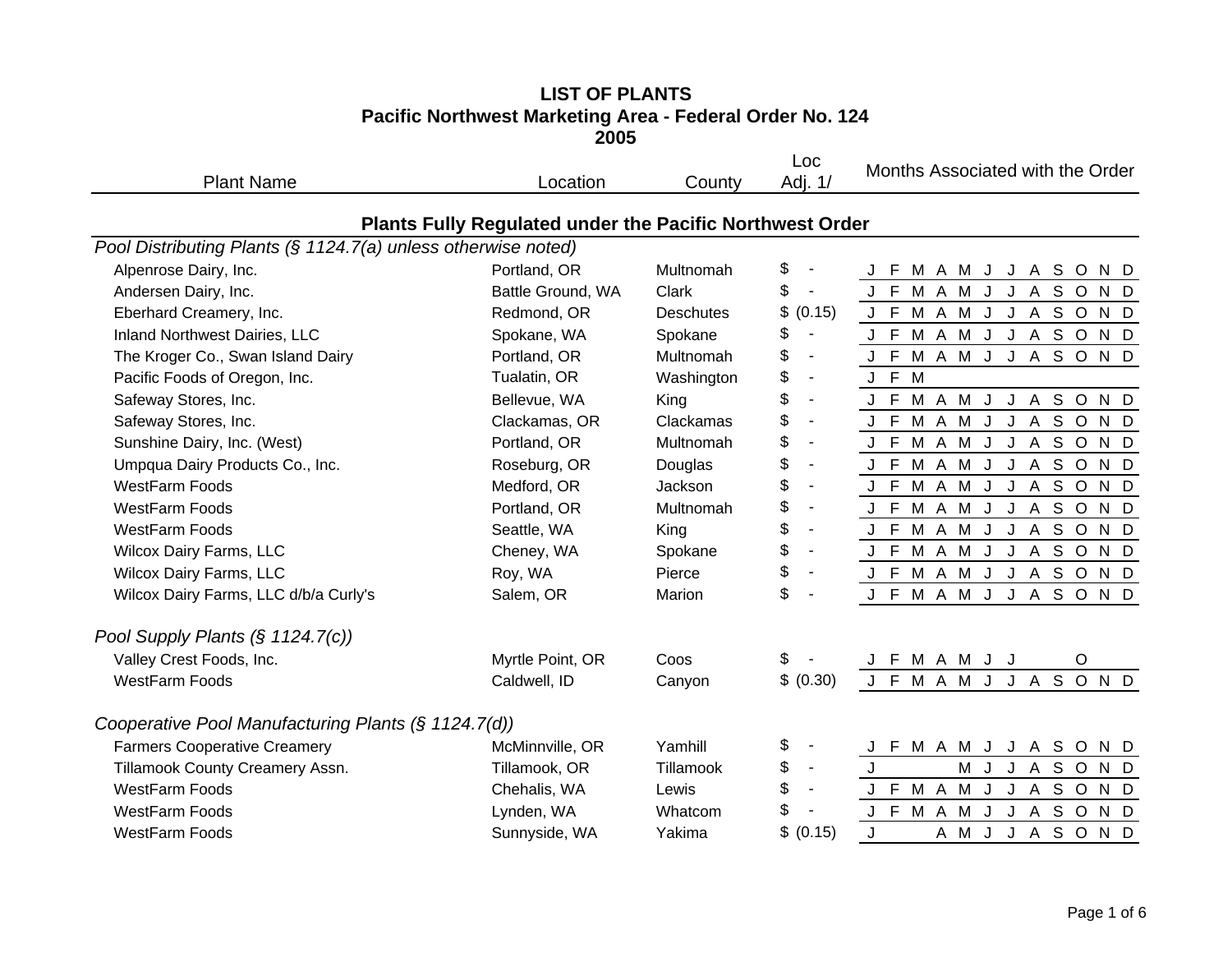# LIST OF PLANTS
## Pacific Northwest Marketing Area - Federal Order No. 124
## 2005

| Plant Name | Location | County | Loc Adj. 1/ | Months Associated with the Order |
|---|---|---|---|---|
| **Plants Fully Regulated under the Pacific Northwest Order** | | | | |
| *Pool Distributing Plants (§ 1124.7(a) unless otherwise noted)* | | | | |
| Alpenrose Dairy, Inc. | Portland, OR | Multnomah | $ - | J F M A M J J A S O N D |
| Andersen Dairy, Inc. | Battle Ground, WA | Clark | $ - | J F M A M J J A S O N D |
| Eberhard Creamery, Inc. | Redmond, OR | Deschutes | $ (0.15) | J F M A M J J A S O N D |
| Inland Northwest Dairies, LLC | Spokane, WA | Spokane | $ - | J F M A M J J A S O N D |
| The Kroger Co., Swan Island Dairy | Portland, OR | Multnomah | $ - | J F M A M J J A S O N D |
| Pacific Foods of Oregon, Inc. | Tualatin, OR | Washington | $ - | J F M |
| Safeway Stores, Inc. | Bellevue, WA | King | $ - | J F M A M J J A S O N D |
| Safeway Stores, Inc. | Clackamas, OR | Clackamas | $ - | J F M A M J J A S O N D |
| Sunshine Dairy, Inc. (West) | Portland, OR | Multnomah | $ - | J F M A M J J A S O N D |
| Umpqua Dairy Products Co., Inc. | Roseburg, OR | Douglas | $ - | J F M A M J J A S O N D |
| WestFarm Foods | Medford, OR | Jackson | $ - | J F M A M J J A S O N D |
| WestFarm Foods | Portland, OR | Multnomah | $ - | J F M A M J J A S O N D |
| WestFarm Foods | Seattle, WA | King | $ - | J F M A M J J A S O N D |
| Wilcox Dairy Farms, LLC | Cheney, WA | Spokane | $ - | J F M A M J J A S O N D |
| Wilcox Dairy Farms, LLC | Roy, WA | Pierce | $ - | J F M A M J J A S O N D |
| Wilcox Dairy Farms, LLC d/b/a Curly's | Salem, OR | Marion | $ - | J F M A M J J A S O N D |
| *Pool Supply Plants (§ 1124.7(c))* | | | | |
| Valley Crest Foods, Inc. | Myrtle Point, OR | Coos | $ - | J F M A M J J O |
| WestFarm Foods | Caldwell, ID | Canyon | $ (0.30) | J F M A M J J A S O N D |
| *Cooperative Pool Manufacturing Plants (§ 1124.7(d))* | | | | |
| Farmers Cooperative Creamery | McMinnville, OR | Yamhill | $ - | J F M A M J J A S O N D |
| Tillamook County Creamery Assn. | Tillamook, OR | Tillamook | $ - | J M J J A S O N D |
| WestFarm Foods | Chehalis, WA | Lewis | $ - | J F M A M J J A S O N D |
| WestFarm Foods | Lynden, WA | Whatcom | $ - | J F M A M J J A S O N D |
| WestFarm Foods | Sunnyside, WA | Yakima | $ (0.15) | J A M J J A S O N D |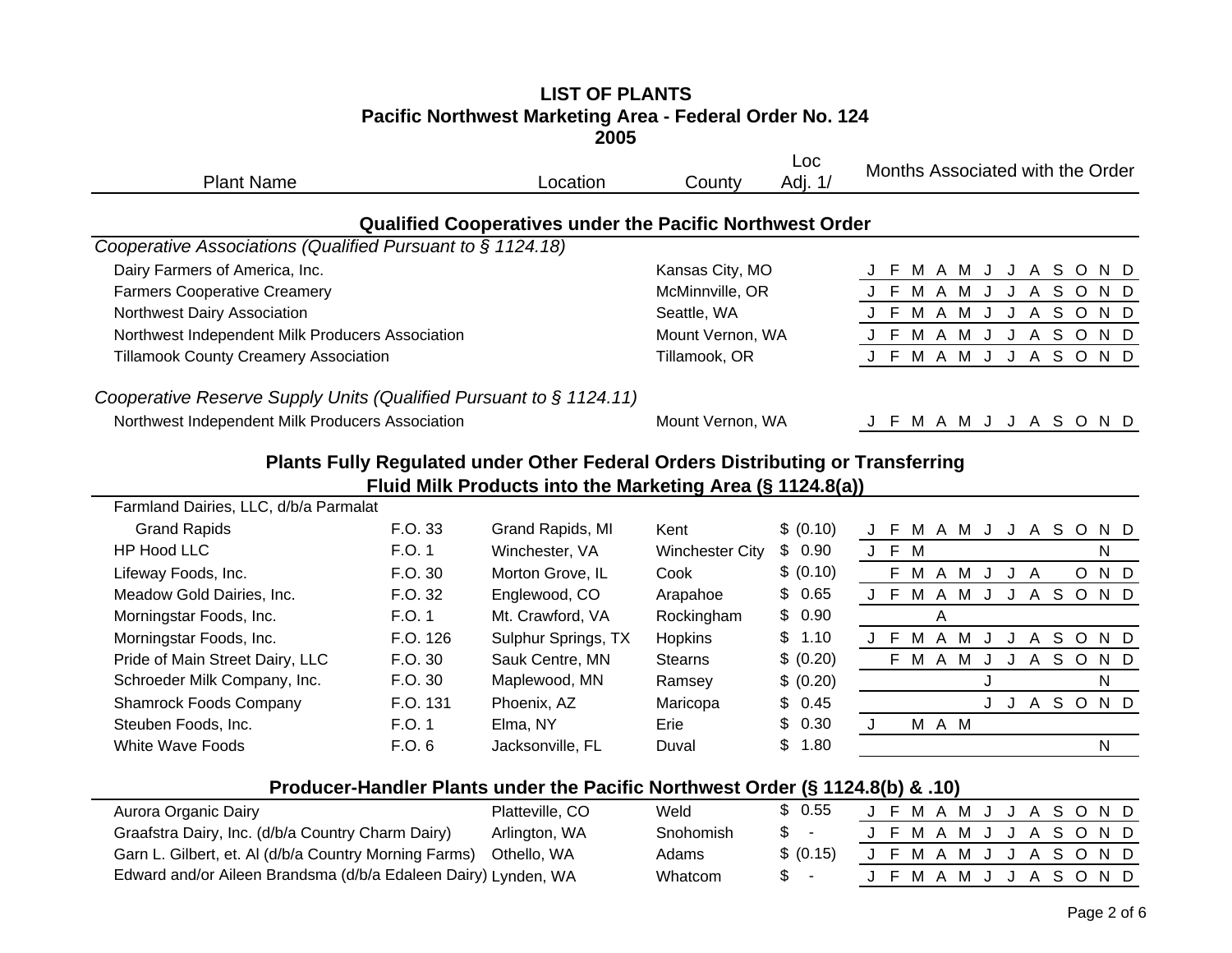# LIST OF PLANTS
## Pacific Northwest Marketing Area - Federal Order No. 124
## 2005

### Qualified Cooperatives under the Pacific Northwest Order

*Cooperative Associations (Qualified Pursuant to § 1124.18)*

| Plant Name | Location | County | Loc Adj. 1/ | J | F | M | A | M | J | J | A | S | O | N | D |
|---|---|---|---|---|---|---|---|---|---|---|---|---|---|---|---|
| Dairy Farmers of America, Inc. | | Kansas City, MO | | J | F | M | A | M | J | J | A | S | O | N | D |
| Farmers Cooperative Creamery | | McMinnville, OR | | J | F | M | A | M | J | J | A | S | O | N | D |
| Northwest Dairy Association | | Seattle, WA | | J | F | M | A | M | J | J | A | S | O | N | D |
| Northwest Independent Milk Producers Association | | Mount Vernon, WA | | J | F | M | A | M | J | J | A | S | O | N | D |
| Tillamook County Creamery Association | | Tillamook, OR | | J | F | M | A | M | J | J | A | S | O | N | D |

*Cooperative Reserve Supply Units (Qualified Pursuant to § 1124.11)*

| Plant Name | Location | County | Loc Adj. 1/ | J | F | M | A | M | J | J | A | S | O | N | D |
|---|---|---|---|---|---|---|---|---|---|---|---|---|---|---|---|
| Northwest Independent Milk Producers Association | | Mount Vernon, WA | | J | F | M | A | M | J | J | A | S | O | N | D |

### Plants Fully Regulated under Other Federal Orders Distributing or Transferring Fluid Milk Products into the Marketing Area (§ 1124.8(a))

| Plant Name | | Location | County | Loc Adj. 1/ | J | F | M | A | M | J | J | A | S | O | N | D |
|---|---|---|---|---|---|---|---|---|---|---|---|---|---|---|---|---|
| Farmland Dairies, LLC, d/b/a Parmalat Grand Rapids | F.O. 33 | Grand Rapids, MI | Kent | $ (0.10) | J | F | M | A | M | J | J | A | S | O | N | D |
| HP Hood LLC | F.O. 1 | Winchester, VA | Winchester City | $ 0.90 | J | F | M | | | | | | | | N | |
| Lifeway Foods, Inc. | F.O. 30 | Morton Grove, IL | Cook | $ (0.10) | | F | M | A | M | J | J | A | | O | N | D |
| Meadow Gold Dairies, Inc. | F.O. 32 | Englewood, CO | Arapahoe | $ 0.65 | J | F | M | A | M | J | J | A | S | O | N | D |
| Morningstar Foods, Inc. | F.O. 1 | Mt. Crawford, VA | Rockingham | $ 0.90 | | | | A | | | | | | | | |
| Morningstar Foods, Inc. | F.O. 126 | Sulphur Springs, TX | Hopkins | $ 1.10 | J | F | M | A | M | J | J | A | S | O | N | D |
| Pride of Main Street Dairy, LLC | F.O. 30 | Sauk Centre, MN | Stearns | $ (0.20) | | F | M | A | M | J | J | A | S | O | N | D |
| Schroeder Milk Company, Inc. | F.O. 30 | Maplewood, MN | Ramsey | $ (0.20) | | | | | | J | | | | | N | |
| Shamrock Foods Company | F.O. 131 | Phoenix, AZ | Maricopa | $ 0.45 | | | | | | J | J | A | S | O | N | D |
| Steuben Foods, Inc. | F.O. 1 | Elma, NY | Erie | $ 0.30 | J | | M | A | M | | | | | | | |
| White Wave Foods | F.O. 6 | Jacksonville, FL | Duval | $ 1.80 | | | | | | | | | | | N | |

### Producer-Handler Plants under the Pacific Northwest Order (§ 1124.8(b) & .10)

| Plant Name | Location | County | Loc Adj. 1/ | J | F | M | A | M | J | J | A | S | O | N | D |
|---|---|---|---|---|---|---|---|---|---|---|---|---|---|---|---|
| Aurora Organic Dairy | Platteville, CO | Weld | $ 0.55 | J | F | M | A | M | J | J | A | S | O | N | D |
| Graafstra Dairy, Inc. (d/b/a Country Charm Dairy) | Arlington, WA | Snohomish | $ - | J | F | M | A | M | J | J | A | S | O | N | D |
| Garn L. Gilbert, et. Al (d/b/a Country Morning Farms) | Othello, WA | Adams | $ (0.15) | J | F | M | A | M | J | J | A | S | O | N | D |
| Edward and/or Aileen Brandsma (d/b/a Edaleen Dairy) | Lynden, WA | Whatcom | $ - | J | F | M | A | M | J | J | A | S | O | N | D |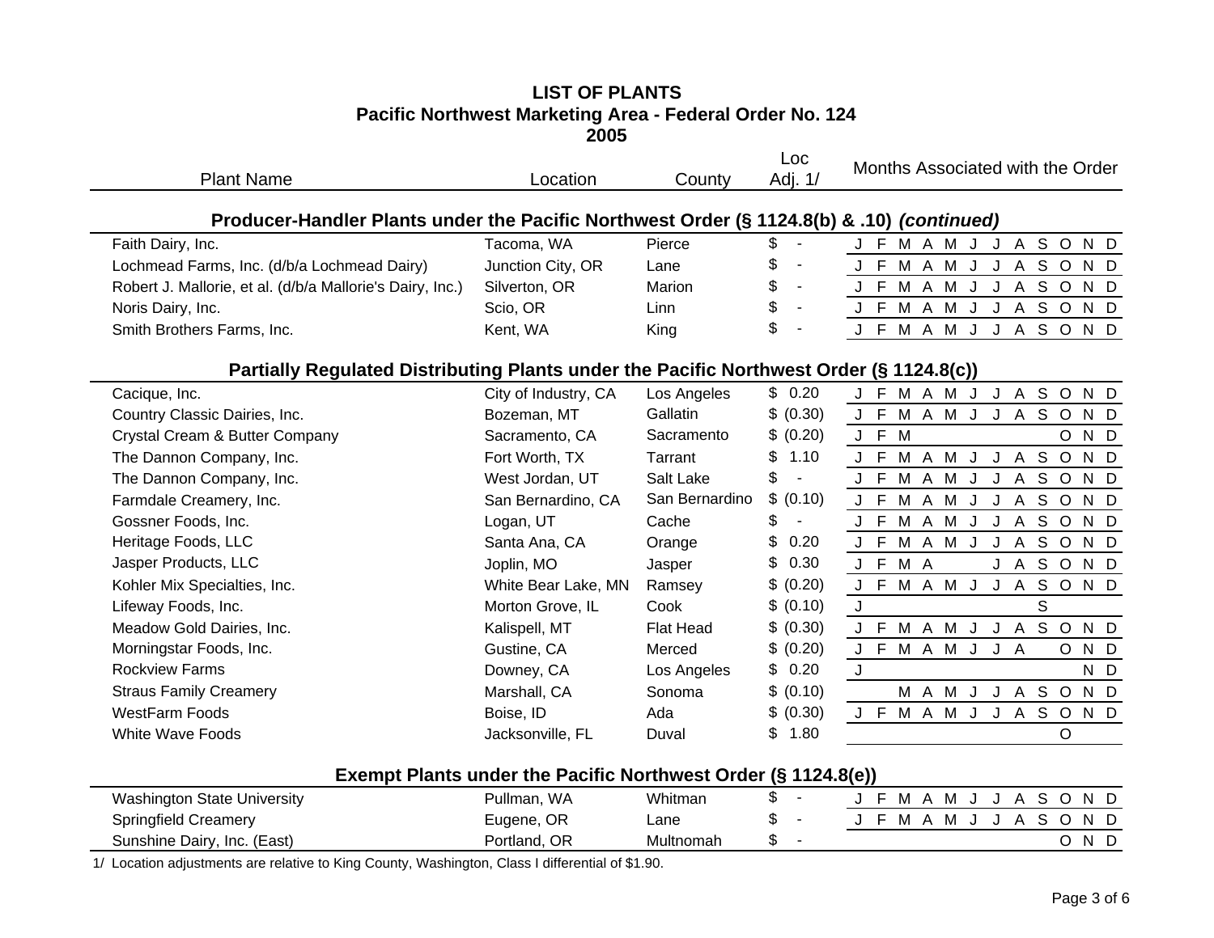# LIST OF PLANTS
## Pacific Northwest Marketing Area - Federal Order No. 124
## 2005

| Plant Name | Location | County | Loc Adj. 1/ | Months Associated with the Order |
|---|---|---|---|---|
| **Producer-Handler Plants under the Pacific Northwest Order (§ 1124.8(b) & .10) *(continued)*** | | | | |
| Faith Dairy, Inc. | Tacoma, WA | Pierce | $ - | J F M A M J J A S O N D |
| Lochmead Farms, Inc. (d/b/a Lochmead Dairy) | Junction City, OR | Lane | $ - | J F M A M J J A S O N D |
| Robert J. Mallorie, et al. (d/b/a Mallorie's Dairy, Inc.) | Silverton, OR | Marion | $ - | J F M A M J J A S O N D |
| Noris Dairy, Inc. | Scio, OR | Linn | $ - | J F M A M J J A S O N D |
| Smith Brothers Farms, Inc. | Kent, WA | King | $ - | J F M A M J J A S O N D |
| **Partially Regulated Distributing Plants under the Pacific Northwest Order (§ 1124.8(c))** | | | | |
| Cacique, Inc. | City of Industry, CA | Los Angeles | $ 0.20 | J F M A M J J A S O N D |
| Country Classic Dairies, Inc. | Bozeman, MT | Gallatin | $ (0.30) | J F M A M J J A S O N D |
| Crystal Cream & Butter Company | Sacramento, CA | Sacramento | $ (0.20) | J F M O N D |
| The Dannon Company, Inc. | Fort Worth, TX | Tarrant | $ 1.10 | J F M A M J J A S O N D |
| The Dannon Company, Inc. | West Jordan, UT | Salt Lake | $ - | J F M A M J J A S O N D |
| Farmdale Creamery, Inc. | San Bernardino, CA | San Bernardino | $ (0.10) | J F M A M J J A S O N D |
| Gossner Foods, Inc. | Logan, UT | Cache | $ - | J F M A M J J A S O N D |
| Heritage Foods, LLC | Santa Ana, CA | Orange | $ 0.20 | J F M A M J J A S O N D |
| Jasper Products, LLC | Joplin, MO | Jasper | $ 0.30 | J F M A J A S O N D |
| Kohler Mix Specialties, Inc. | White Bear Lake, MN | Ramsey | $ (0.20) | J F M A M J J A S O N D |
| Lifeway Foods, Inc. | Morton Grove, IL | Cook | $ (0.10) | J S |
| Meadow Gold Dairies, Inc. | Kalispell, MT | Flat Head | $ (0.30) | J F M A M J J A S O N D |
| Morningstar Foods, Inc. | Gustine, CA | Merced | $ (0.20) | J F M A M J J A O N D |
| Rockview Farms | Downey, CA | Los Angeles | $ 0.20 | J N D |
| Straus Family Creamery | Marshall, CA | Sonoma | $ (0.10) | M A M J J A S O N D |
| WestFarm Foods | Boise, ID | Ada | $ (0.30) | J F M A M J J A S O N D |
| White Wave Foods | Jacksonville, FL | Duval | $ 1.80 | O |
| **Exempt Plants under the Pacific Northwest Order (§ 1124.8(e))** | | | | |
| Washington State University | Pullman, WA | Whitman | $ - | J F M A M J J A S O N D |
| Springfield Creamery | Eugene, OR | Lane | $ - | J F M A M J J A S O N D |
| Sunshine Dairy, Inc. (East) | Portland, OR | Multnomah | $ - | O N D |

1/ Location adjustments are relative to King County, Washington, Class I differential of $1.90.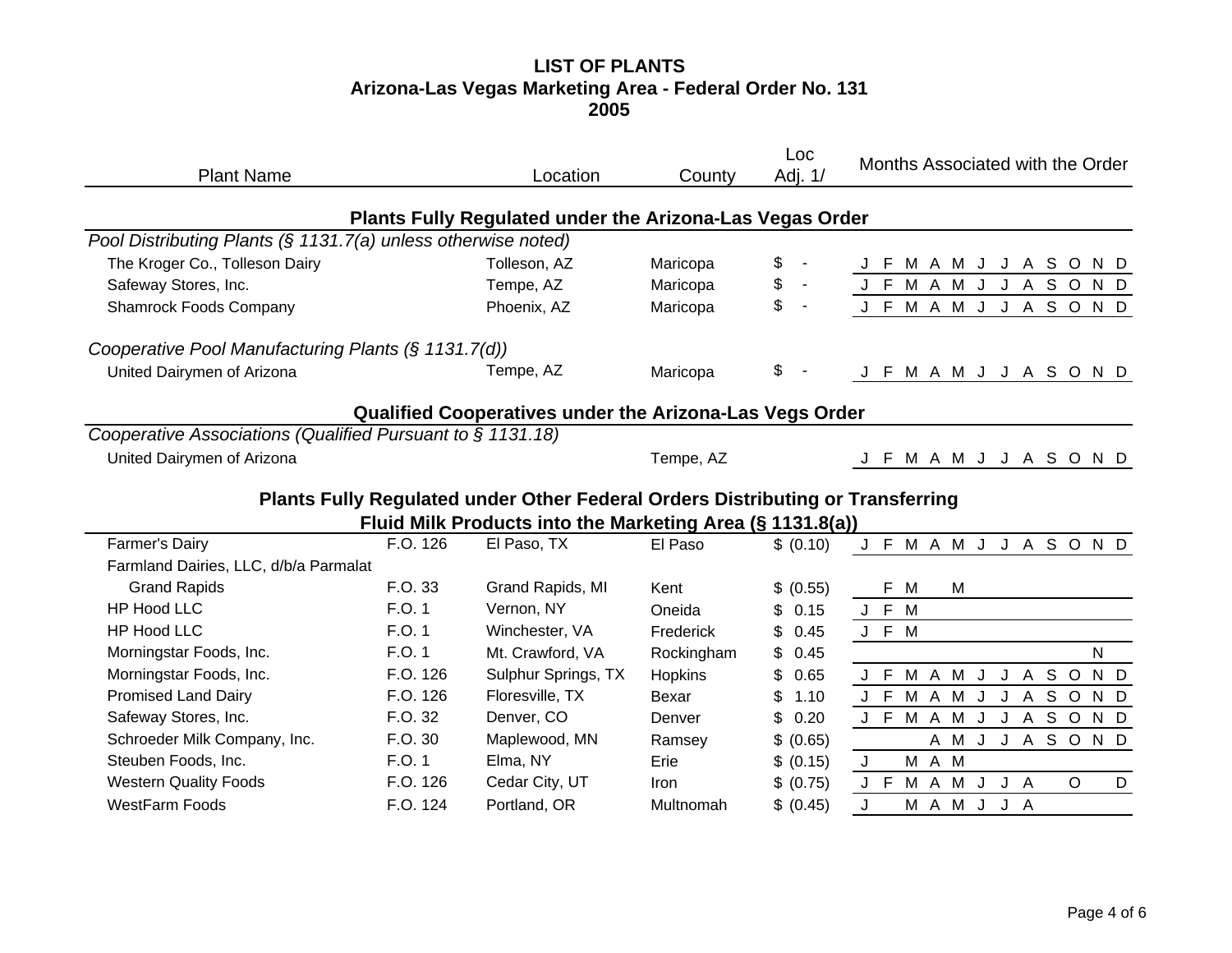# LIST OF PLANTS
## Arizona-Las Vegas Marketing Area - Federal Order No. 131
## 2005

| Plant Name | | Location | County | Loc Adj. 1/ | Months Associated with the Order |
|---|---|---|---|---|---|
| **Plants Fully Regulated under the Arizona-Las Vegas Order** | | | | | |
| *Pool Distributing Plants (§ 1131.7(a) unless otherwise noted)* | | | | | |
| The Kroger Co., Tolleson Dairy | | Tolleson, AZ | Maricopa | $ - | J F M A M J J A S O N D |
| Safeway Stores, Inc. | | Tempe, AZ | Maricopa | $ - | J F M A M J J A S O N D |
| Shamrock Foods Company | | Phoenix, AZ | Maricopa | $ - | J F M A M J J A S O N D |
| *Cooperative Pool Manufacturing Plants (§ 1131.7(d))* | | | | | |
| United Dairymen of Arizona | | Tempe, AZ | Maricopa | $ - | J F M A M J J A S O N D |
| **Qualified Cooperatives under the Arizona-Las Vegs Order** | | | | | |
| *Cooperative Associations (Qualified Pursuant to § 1131.18)* | | | | | |
| United Dairymen of Arizona | | | Tempe, AZ | | J F M A M J J A S O N D |
| **Plants Fully Regulated under Other Federal Orders Distributing or Transferring Fluid Milk Products into the Marketing Area (§ 1131.8(a))** | | | | | |
| Farmer's Dairy | F.O. 126 | El Paso, TX | El Paso | $ (0.10) | J F M A M J J A S O N D |
| Farmland Dairies, LLC, d/b/a Parmalat Grand Rapids | F.O. 33 | Grand Rapids, MI | Kent | $ (0.55) | F M M |
| HP Hood LLC | F.O. 1 | Vernon, NY | Oneida | $ 0.15 | J F M |
| HP Hood LLC | F.O. 1 | Winchester, VA | Frederick | $ 0.45 | J F M |
| Morningstar Foods, Inc. | F.O. 1 | Mt. Crawford, VA | Rockingham | $ 0.45 | N |
| Morningstar Foods, Inc. | F.O. 126 | Sulphur Springs, TX | Hopkins | $ 0.65 | J F M A M J J A S O N D |
| Promised Land Dairy | F.O. 126 | Floresville, TX | Bexar | $ 1.10 | J F M A M J J A S O N D |
| Safeway Stores, Inc. | F.O. 32 | Denver, CO | Denver | $ 0.20 | J F M A M J J A S O N D |
| Schroeder Milk Company, Inc. | F.O. 30 | Maplewood, MN | Ramsey | $ (0.65) | A M J J A S O N D |
| Steuben Foods, Inc. | F.O. 1 | Elma, NY | Erie | $ (0.15) | J M A M |
| Western Quality Foods | F.O. 126 | Cedar City, UT | Iron | $ (0.75) | J F M A M J J A O D |
| WestFarm Foods | F.O. 124 | Portland, OR | Multnomah | $ (0.45) | J M A M J J A |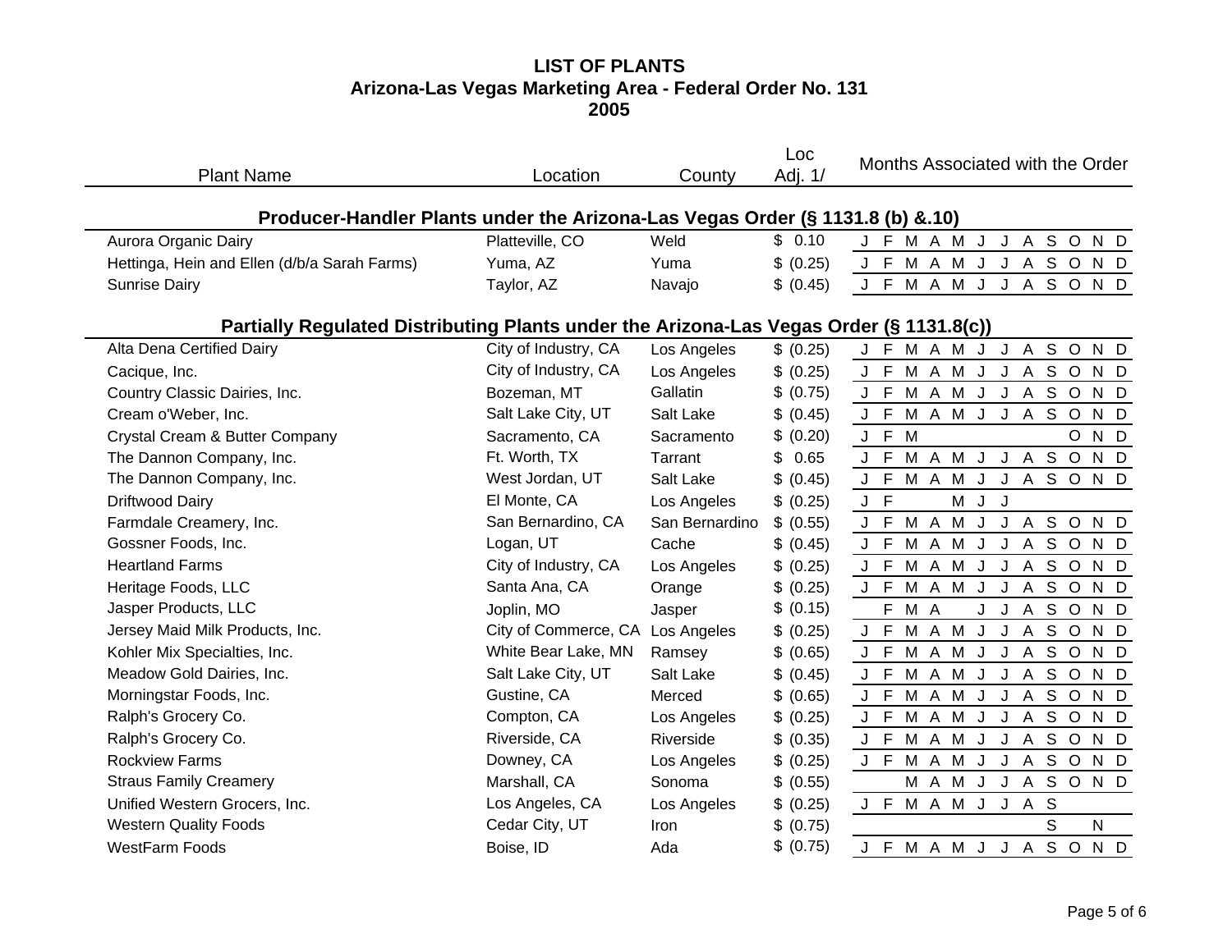# LIST OF PLANTS
## Arizona-Las Vegas Marketing Area - Federal Order No. 131
## 2005

| Plant Name | Location | County | Loc Adj. 1/ | Months Associated with the Order | | | | | | | | | | | |
|---|---|---|---|---|---|---|---|---|---|---|---|---|---|---|---|
| | | | | J | F | M | A | M | J | J | A | S | O | N | D |
| **Producer-Handler Plants under the Arizona-Las Vegas Order (§ 1131.8 (b) &.10)** | | | | | | | | | | | | | | | |
| Aurora Organic Dairy | Platteville, CO | Weld | $ 0.10 | J | F | M | A | M | J | J | A | S | O | N | D |
| Hettinga, Hein and Ellen (d/b/a Sarah Farms) | Yuma, AZ | Yuma | $ (0.25) | J | F | M | A | M | J | J | A | S | O | N | D |
| Sunrise Dairy | Taylor, AZ | Navajo | $ (0.45) | J | F | M | A | M | J | J | A | S | O | N | D |
| **Partially Regulated Distributing Plants under the Arizona-Las Vegas Order (§ 1131.8(c))** | | | | | | | | | | | | | | | |
| Alta Dena Certified Dairy | City of Industry, CA | Los Angeles | $ (0.25) | J | F | M | A | M | J | J | A | S | O | N | D |
| Cacique, Inc. | City of Industry, CA | Los Angeles | $ (0.25) | J | F | M | A | M | J | J | A | S | O | N | D |
| Country Classic Dairies, Inc. | Bozeman, MT | Gallatin | $ (0.75) | J | F | M | A | M | J | J | A | S | O | N | D |
| Cream o'Weber, Inc. | Salt Lake City, UT | Salt Lake | $ (0.45) | J | F | M | A | M | J | J | A | S | O | N | D |
| Crystal Cream & Butter Company | Sacramento, CA | Sacramento | $ (0.20) | J | F | M | | | | | | | O | N | D |
| The Dannon Company, Inc. | Ft. Worth, TX | Tarrant | $ 0.65 | J | F | M | A | M | J | J | A | S | O | N | D |
| The Dannon Company, Inc. | West Jordan, UT | Salt Lake | $ (0.45) | J | F | M | A | M | J | J | A | S | O | N | D |
| Driftwood Dairy | El Monte, CA | Los Angeles | $ (0.25) | J | F | | | M | J | J | | | | | |
| Farmdale Creamery, Inc. | San Bernardino, CA | San Bernardino | $ (0.55) | J | F | M | A | M | J | J | A | S | O | N | D |
| Gossner Foods, Inc. | Logan, UT | Cache | $ (0.45) | J | F | M | A | M | J | J | A | S | O | N | D |
| Heartland Farms | City of Industry, CA | Los Angeles | $ (0.25) | J | F | M | A | M | J | J | A | S | O | N | D |
| Heritage Foods, LLC | Santa Ana, CA | Orange | $ (0.25) | J | F | M | A | M | J | J | A | S | O | N | D |
| Jasper Products, LLC | Joplin, MO | Jasper | $ (0.15) | | F | M | A | | J | J | A | S | O | N | D |
| Jersey Maid Milk Products, Inc. | City of Commerce, CA | Los Angeles | $ (0.25) | J | F | M | A | M | J | J | A | S | O | N | D |
| Kohler Mix Specialties, Inc. | White Bear Lake, MN | Ramsey | $ (0.65) | J | F | M | A | M | J | J | A | S | O | N | D |
| Meadow Gold Dairies, Inc. | Salt Lake City, UT | Salt Lake | $ (0.45) | J | F | M | A | M | J | J | A | S | O | N | D |
| Morningstar Foods, Inc. | Gustine, CA | Merced | $ (0.65) | J | F | M | A | M | J | J | A | S | O | N | D |
| Ralph's Grocery Co. | Compton, CA | Los Angeles | $ (0.25) | J | F | M | A | M | J | J | A | S | O | N | D |
| Ralph's Grocery Co. | Riverside, CA | Riverside | $ (0.35) | J | F | M | A | M | J | J | A | S | O | N | D |
| Rockview Farms | Downey, CA | Los Angeles | $ (0.25) | J | F | M | A | M | J | J | A | S | O | N | D |
| Straus Family Creamery | Marshall, CA | Sonoma | $ (0.55) | | | M | A | M | J | J | A | S | O | N | D |
| Unified Western Grocers, Inc. | Los Angeles, CA | Los Angeles | $ (0.25) | J | F | M | A | M | J | J | A | S | | | |
| Western Quality Foods | Cedar City, UT | Iron | $ (0.75) | | | | | | | | | S | | N | |
| WestFarm Foods | Boise, ID | Ada | $ (0.75) | J | F | M | A | M | J | J | A | S | O | N | D |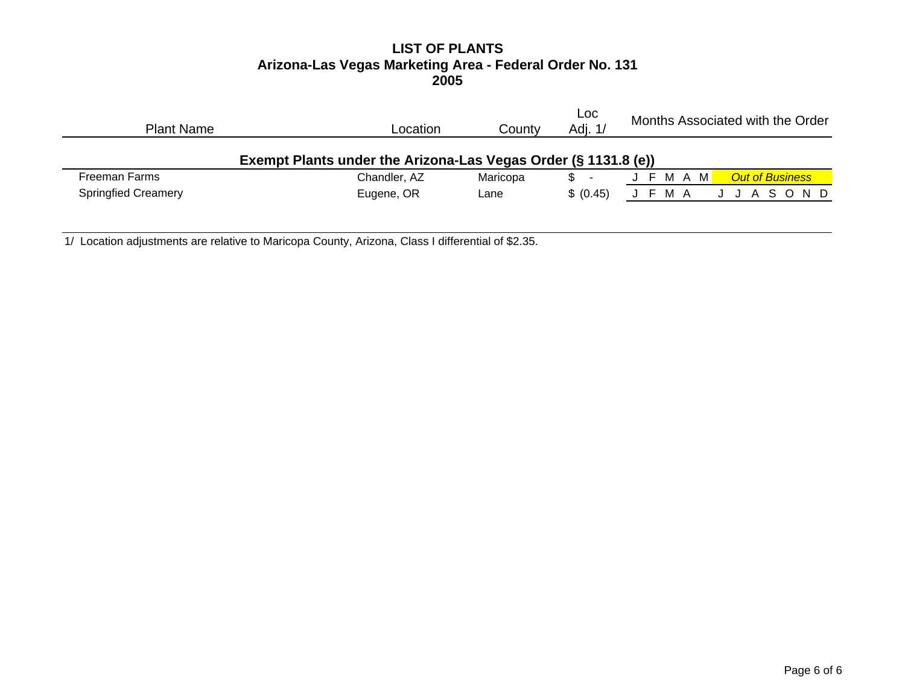# LIST OF PLANTS
## Arizona-Las Vegas Marketing Area - Federal Order No. 131
## 2005

| Plant Name | Location | County | Loc Adj. 1/ | Months Associated with the Order |
|---|---|---|---|---|
| **Exempt Plants under the Arizona-Las Vegas Order (§ 1131.8 (e))** | | | | |
| Freeman Farms | Chandler, AZ | Maricopa | $ - | J F M A M *Out of Business* |
| Springfied Creamery | Eugene, OR | Lane | $ (0.45) | J F M A J J A S O N D |

1/ Location adjustments are relative to Maricopa County, Arizona, Class I differential of $2.35.